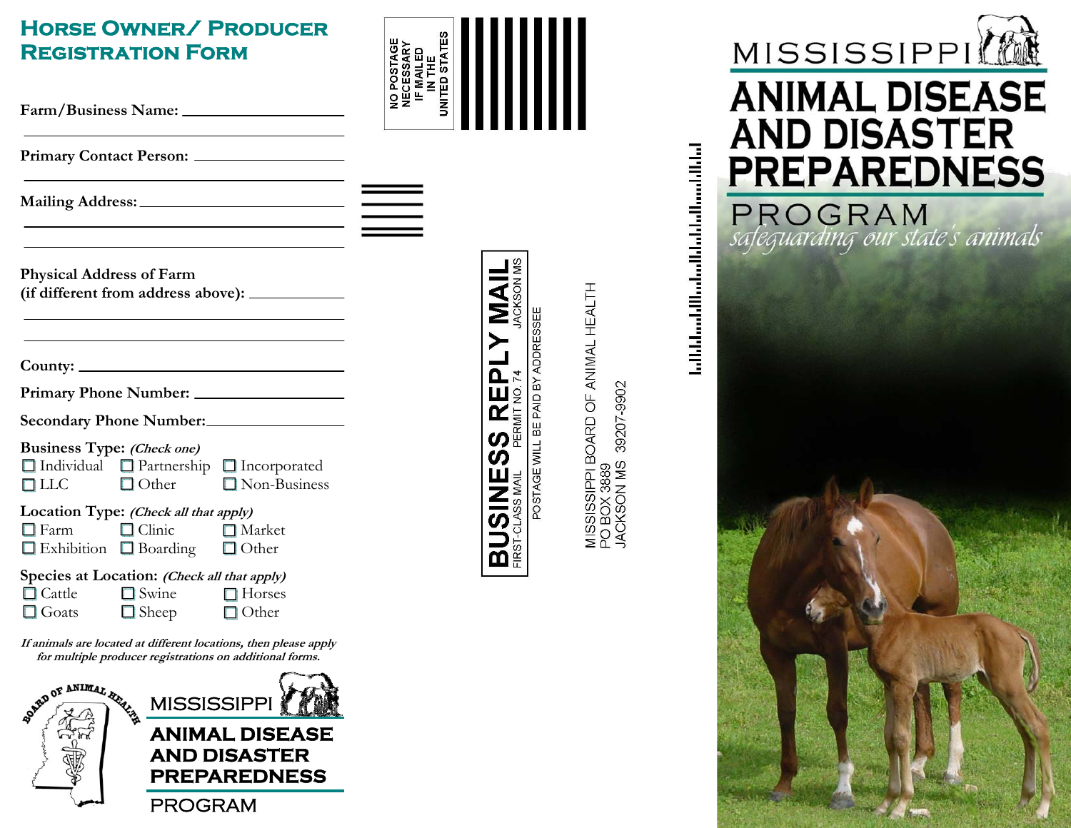# Horse Owner/ Producer Registration Form

**Farm/Business Name:** ______________________

______________________

**Primary Contact Person:** ______________________

______________________

**Mailing Address:** ______________________

______________________

______________________

**Physical Address of Farm (if different from address above):** ______________________

______________________

______________________

**County:** ______________________

**Primary Phone Number:** ______________________

**Secondary Phone Number:** ______________________

**Business Type:** ***(Check one)***

- ☐ Individual
- ☐ Partnership
- ☐ Incorporated
- ☐ LLC
- ☐ Other
- ☐ Non-Business

**Location Type:** ***(Check all that apply)***

- ☐ Farm
- ☐ Clinic
- ☐ Market
- ☐ Exhibition
- ☐ Boarding
- ☐ Other

**Species at Location:** ***(Check all that apply)***

- ☐ Cattle
- ☐ Swine
- ☐ Horses
- ☐ Goats
- ☐ Sheep
- ☐ Other

***If animals are located at different locations, then please apply for multiple producer registrations on additional forms.***

BOARD OF ANIMAL HEALTH

MISSISSIPPI
ANIMAL DISEASE AND DISASTER PREPAREDNESS
PROGRAM

---

NO POSTAGE NECESSARY IF MAILED IN THE UNITED STATES

**BUSINESS REPLY MAIL**

FIRST-CLASS MAIL PERMIT NO. 74 JACKSON MS

POSTAGE WILL BE PAID BY ADDRESSEE

MISSISSIPPI BOARD OF ANIMAL HEALTH
PO BOX 3889
JACKSON MS 39207-9902

---

# MISSISSIPPI ANIMAL DISEASE AND DISASTER PREPAREDNESS PROGRAM

*safeguarding our state's animals*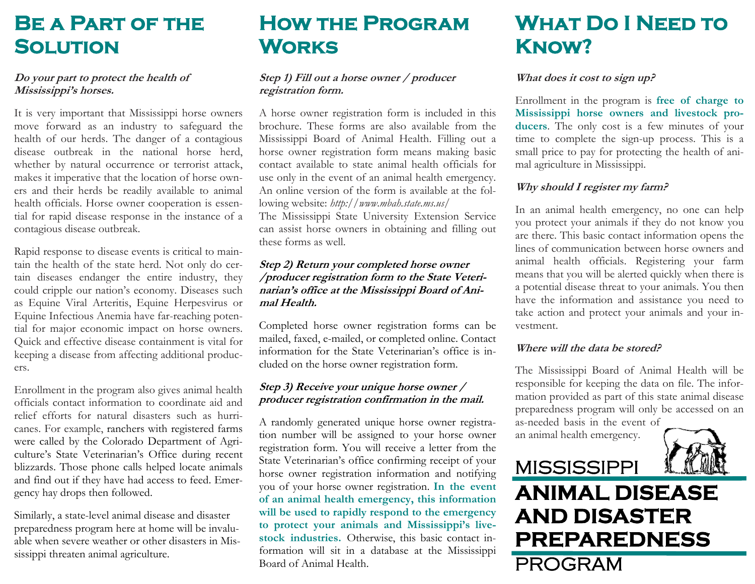# Be a Part of the Solution

***Do your part to protect the health of Mississippi's horses.***

It is very important that Mississippi horse owners move forward as an industry to safeguard the health of our herds. The danger of a contagious disease outbreak in the national horse herd, whether by natural occurrence or terrorist attack, makes it imperative that the location of horse owners and their herds be readily available to animal health officials. Horse owner cooperation is essential for rapid disease response in the instance of a contagious disease outbreak.

Rapid response to disease events is critical to maintain the health of the state herd. Not only do certain diseases endanger the entire industry, they could cripple our nation's economy. Diseases such as Equine Viral Arteritis, Equine Herpesvirus or Equine Infectious Anemia have far-reaching potential for major economic impact on horse owners. Quick and effective disease containment is vital for keeping a disease from affecting additional producers.

Enrollment in the program also gives animal health officials contact information to coordinate aid and relief efforts for natural disasters such as hurricanes. For example, ranchers with registered farms were called by the Colorado Department of Agriculture's State Veterinarian's Office during recent blizzards. Those phone calls helped locate animals and find out if they have had access to feed. Emergency hay drops then followed.

Similarly, a state-level animal disease and disaster preparedness program here at home will be invaluable when severe weather or other disasters in Mississippi threaten animal agriculture.

# How the Program Works

***Step 1) Fill out a horse owner / producer registration form.***

A horse owner registration form is included in this brochure. These forms are also available from the Mississippi Board of Animal Health. Filling out a horse owner registration form means making basic contact available to state animal health officials for use only in the event of an animal health emergency. An online version of the form is available at the following website: *http://www.mbah.state.ms.us/*
The Mississippi State University Extension Service can assist horse owners in obtaining and filling out these forms as well.

***Step 2) Return your completed horse owner /producer registration form to the State Veterinarian's office at the Mississippi Board of Animal Health.***

Completed horse owner registration forms can be mailed, faxed, e-mailed, or completed online. Contact information for the State Veterinarian's office is included on the horse owner registration form.

***Step 3) Receive your unique horse owner / producer registration confirmation in the mail.***

A randomly generated unique horse owner registration number will be assigned to your horse owner registration form. You will receive a letter from the State Veterinarian's office confirming receipt of your horse owner registration information and notifying you of your horse owner registration. **In the event of an animal health emergency, this information will be used to rapidly respond to the emergency to protect your animals and Mississippi's livestock industries.** Otherwise, this basic contact information will sit in a database at the Mississippi Board of Animal Health.

# What Do I Need to Know?

***What does it cost to sign up?***

Enrollment in the program is **free of charge to Mississippi horse owners and livestock producers**. The only cost is a few minutes of your time to complete the sign-up process. This is a small price to pay for protecting the health of animal agriculture in Mississippi.

***Why should I register my farm?***

In an animal health emergency, no one can help you protect your animals if they do not know you are there. This basic contact information opens the lines of communication between horse owners and animal health officials. Registering your farm means that you will be alerted quickly when there is a potential disease threat to your animals. You then have the information and assistance you need to take action and protect your animals and your investment.

***Where will the data be stored?***

The Mississippi Board of Animal Health will be responsible for keeping the data on file. The information provided as part of this state animal disease preparedness program will only be accessed on an as-needed basis in the event of an animal health emergency.

MISSISSIPPI
**ANIMAL DISEASE AND DISASTER PREPAREDNESS**
PROGRAM